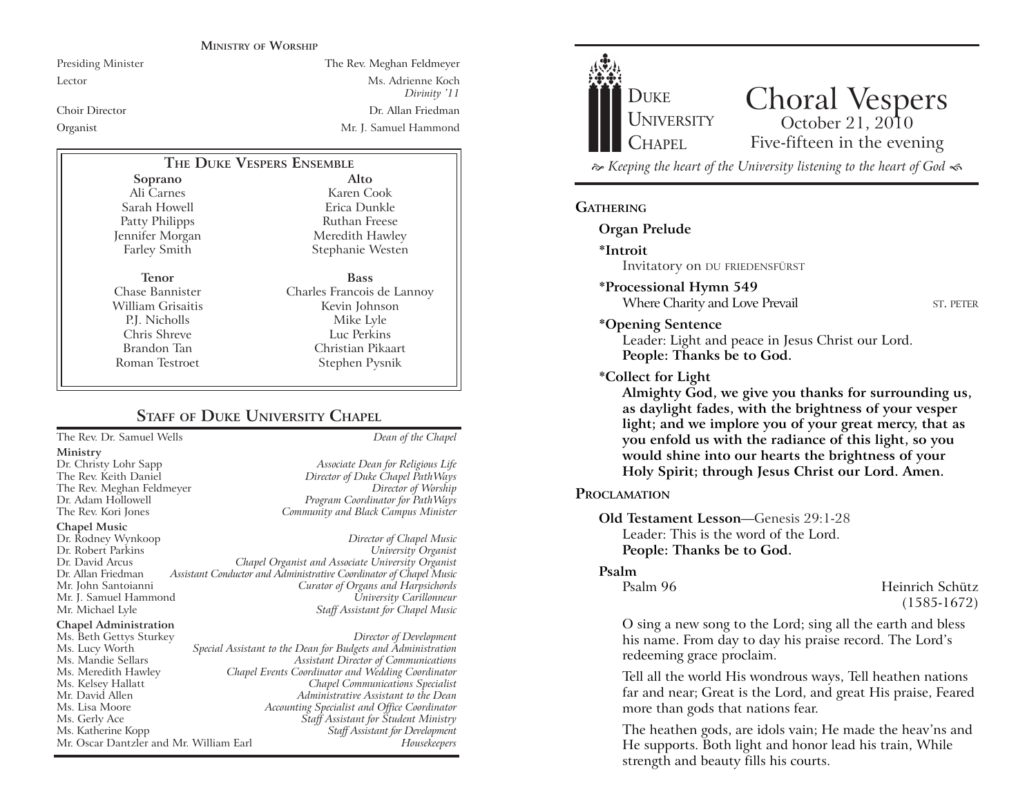## Ministry of Worship

| | |
|---|---|
| Presiding Minister | The Rev. Meghan Feldmeyer |
| Lector | Ms. Adrienne Koch *Divinity '11* |
| Choir Director | Dr. Allan Friedman |
| Organist | Mr. J. Samuel Hammond |

## The Duke Vespers Ensemble

| Soprano | Alto |
|---|---|
| Ali Carnes | Karen Cook |
| Sarah Howell | Erica Dunkle |
| Patty Philipps | Ruthan Freese |
| Jennifer Morgan | Meredith Hawley |
| Farley Smith | Stephanie Westen |

| Tenor | Bass |
|---|---|
| Chase Bannister | Charles Francois de Lannoy |
| William Grisaitis | Kevin Johnson |
| P.J. Nicholls | Mike Lyle |
| Chris Shreve | Luc Perkins |
| Brandon Tan | Christian Pikaart |
| Roman Testroet | Stephen Pysnik |

## Staff of Duke University Chapel

| | |
|---|---|
| The Rev. Dr. Samuel Wells | *Dean of the Chapel* |
| **Ministry** | |
| Dr. Christy Lohr Sapp | *Associate Dean for Religious Life* |
| The Rev. Keith Daniel | *Director of Duke Chapel PathWays* |
| The Rev. Meghan Feldmeyer | *Director of Worship* |
| Dr. Adam Hollowell | *Program Coordinator for PathWays* |
| The Rev. Kori Jones | *Community and Black Campus Minister* |
| **Chapel Music** | |
| Dr. Rodney Wynkoop | *Director of Chapel Music* |
| Dr. Robert Parkins | *University Organist* |
| Dr. David Arcus | *Chapel Organist and Associate University Organist* |
| Dr. Allan Friedman | *Assistant Conductor and Administrative Coordinator of Chapel Music* |
| Mr. John Santoianni | *Curator of Organs and Harpsichords* |
| Mr. J. Samuel Hammond | *University Carillonneur* |
| Mr. Michael Lyle | *Staff Assistant for Chapel Music* |
| **Chapel Administration** | |
| Ms. Beth Gettys Sturkey | *Director of Development* |
| Ms. Lucy Worth | *Special Assistant to the Dean for Budgets and Administration* |
| Ms. Mandie Sellars | *Assistant Director of Communications* |
| Ms. Meredith Hawley | *Chapel Events Coordinator and Wedding Coordinator* |
| Ms. Kelsey Hallatt | *Chapel Communications Specialist* |
| Mr. David Allen | *Administrative Assistant to the Dean* |
| Ms. Lisa Moore | *Accounting Specialist and Office Coordinator* |
| Ms. Gerly Ace | *Staff Assistant for Student Ministry* |
| Ms. Katherine Kopp | *Staff Assistant for Development* |
| Mr. Oscar Dantzler and Mr. William Earl | *Housekeepers* |

Duke University Chapel

# Choral Vespers

October 21, 2010

Five-fifteen in the evening

*Keeping the heart of the University listening to the heart of God*

## Gathering

**Organ Prelude**

**\*Introit**
Invitatory on DU FRIEDENSFÜRST

**\*Processional Hymn 549**
Where Charity and Love Prevail — ST. PETER

**\*Opening Sentence**
Leader: Light and peace in Jesus Christ our Lord.
**People: Thanks be to God.**

**\*Collect for Light**
**Almighty God, we give you thanks for surrounding us, as daylight fades, with the brightness of your vesper light; and we implore you of your great mercy, that as you enfold us with the radiance of this light, so you would shine into our hearts the brightness of your Holy Spirit; through Jesus Christ our Lord. Amen.**

## Proclamation

**Old Testament Lesson**—Genesis 29:1-28
Leader: This is the word of the Lord.
**People: Thanks be to God.**

**Psalm**
Psalm 96 — Heinrich Schütz (1585-1672)

O sing a new song to the Lord; sing all the earth and bless his name. From day to day his praise record. The Lord's redeeming grace proclaim.

Tell all the world His wondrous ways, Tell heathen nations far and near; Great is the Lord, and great His praise, Feared more than gods that nations fear.

The heathen gods, are idols vain; He made the heav'ns and He supports. Both light and honor lead his train, While strength and beauty fills his courts.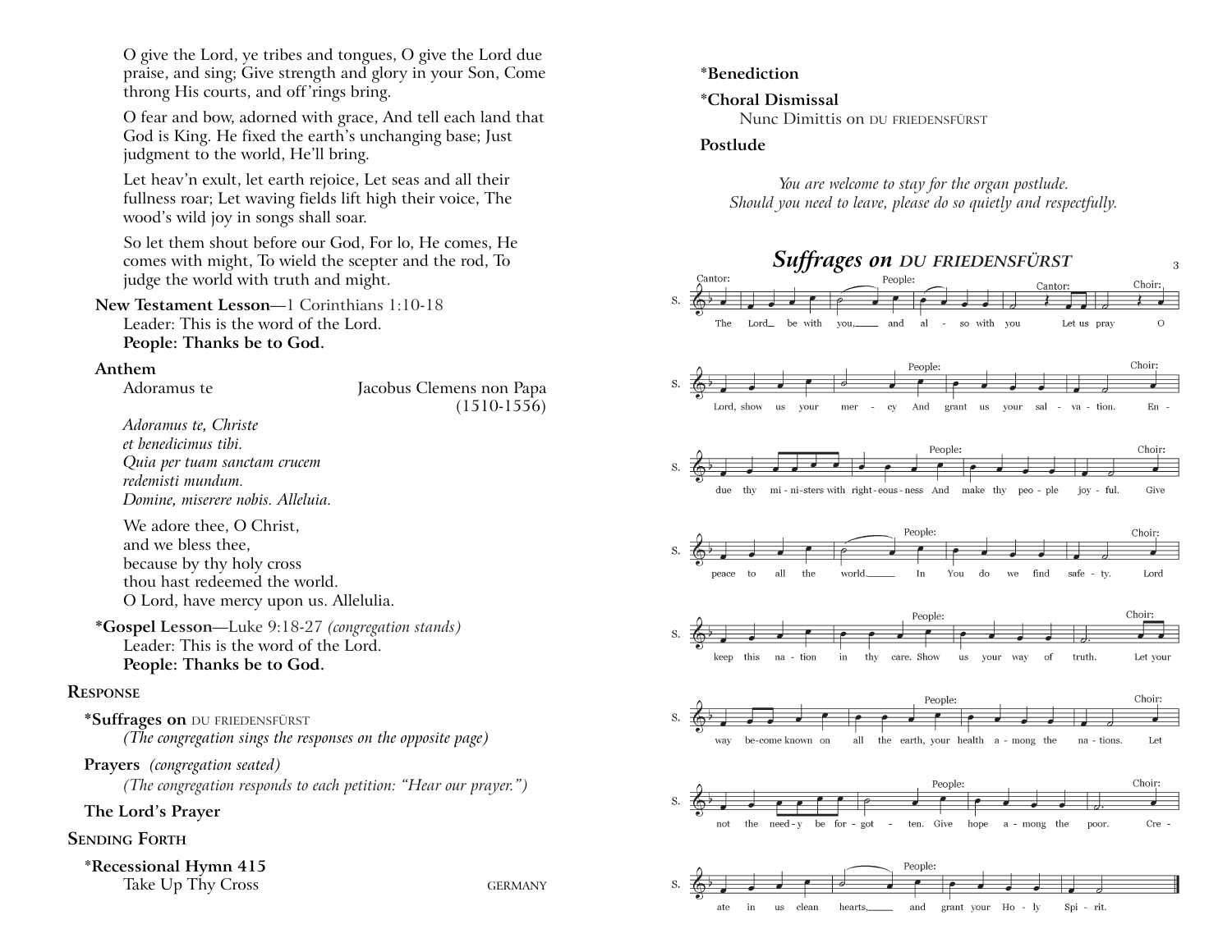O give the Lord, ye tribes and tongues, O give the Lord due praise, and sing; Give strength and glory in your Son, Come throng His courts, and off'rings bring.

O fear and bow, adorned with grace, And tell each land that God is King. He fixed the earth's unchanging base; Just judgment to the world, He'll bring.

Let heav'n exult, let earth rejoice, Let seas and all their fullness roar; Let waving fields lift high their voice, The wood's wild joy in songs shall soar.

So let them shout before our God, For lo, He comes, He comes with might, To wield the scepter and the rod, To judge the world with truth and might.

**New Testament Lesson**—1 Corinthians 1:10-18
Leader: This is the word of the Lord.
**People: Thanks be to God.**

**Anthem**
Adoramus te — Jacobus Clemens non Papa (1510-1556)

*Adoramus te, Christe*
*et benedicimus tibi.*
*Quia per tuam sanctam crucem*
*redemisti mundum.*
*Domine, miserere nobis. Alleluia.*

We adore thee, O Christ,
and we bless thee,
because by thy holy cross
thou hast redeemed the world.
O Lord, have mercy upon us. Alleluia.

**\*Gospel Lesson**—Luke 9:18-27 *(congregation stands)*
Leader: This is the word of the Lord.
**People: Thanks be to God.**

## Response

**\*Suffrages on** DU FRIEDENSFÜRST
*(The congregation sings the responses on the opposite page)*

**Prayers** *(congregation seated)*
*(The congregation responds to each petition: "Hear our prayer.")*

**The Lord's Prayer**

## Sending Forth

**\*Recessional Hymn 415**
Take Up Thy Cross — GERMANY

**\*Benediction**

**\*Choral Dismissal**
Nunc Dimittis on DU FRIEDENSFÜRST

**Postlude**

*You are welcome to stay for the organ postlude.*
*Should you need to leave, please do so quietly and respectfully.*

## *Suffrages on* DU FRIEDENSFÜRST

Cantor: The Lord be with you, People: and also with you
Cantor: Let us pray
Choir: O Lord, show us your mercy
People: And grant us your salvation.
Choir: Endue thy ministers with righteousness
People: And make thy people joyful.
Choir: Give peace to all the world.
People: In You do we find safety.
Choir: Lord keep this nation in thy care.
People: Show us your way of truth.
Choir: Let your way become known on all the earth,
People: your health among the nations.
Choir: Let not the needy be forgotten.
People: Give hope among the poor.
Choir: Create in us clean hearts,
People: and grant your Holy Spirit.